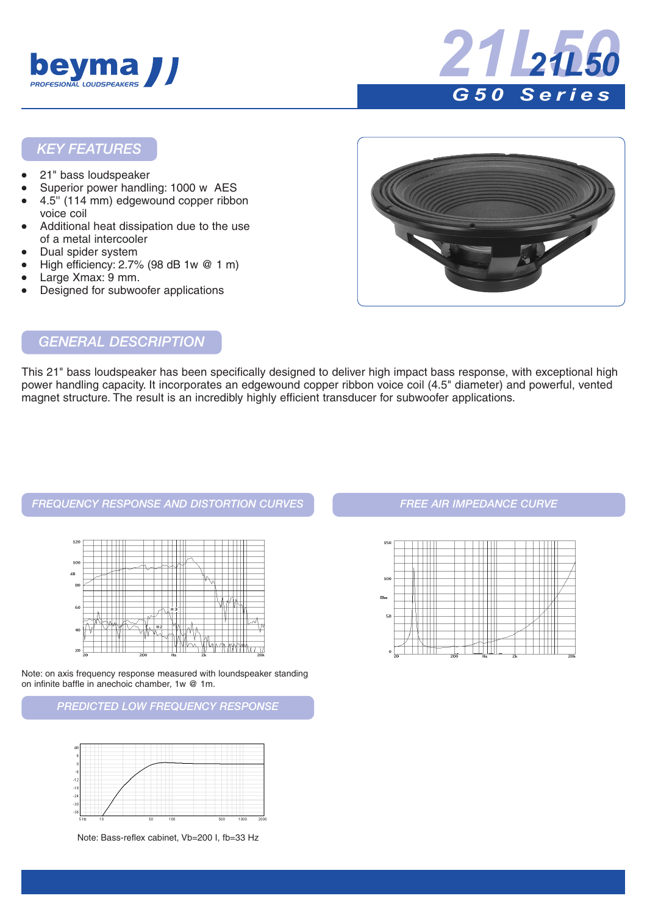beyma
PROFESIONAL LOUDSPEAKERS

# 21L50

## G50 Series

## KEY FEATURES

- 21" bass loudspeaker
- Superior power handling: 1000 w AES
- 4.5" (114 mm) edgewound copper ribbon voice coil
- Additional heat dissipation due to the use of a metal intercooler
- Dual spider system
- High efficiency: 2.7% (98 dB 1w @ 1 m)
- Large Xmax: 9 mm.
- Designed for subwoofer applications

## GENERAL DESCRIPTION

This 21" bass loudspeaker has been specifically designed to deliver high impact bass response, with exceptional high power handling capacity. It incorporates an edgewound copper ribbon voice coil (4.5" diameter) and powerful, vented magnet structure. The result is an incredibly highly efficient transducer for subwoofer applications.

## FREQUENCY RESPONSE AND DISTORTION CURVES

Note: on axis frequency response measured with loudspeaker standing on infinite baffle in anechoic chamber, 1w @ 1m.

## FREE AIR IMPEDANCE CURVE

## PREDICTED LOW FREQUENCY RESPONSE

Note: Bass-reflex cabinet, Vb=200 l, fb=33 Hz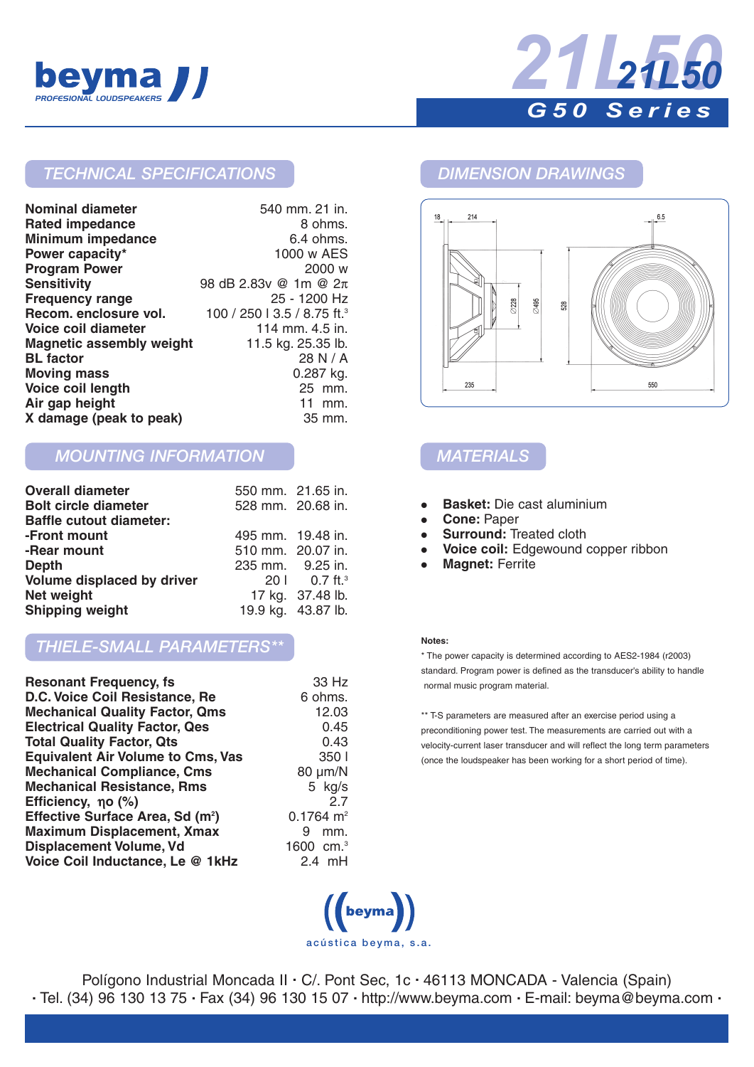# beyma

*PROFESIONAL LOUDSPEAKERS*

# 21L50

## G50 Series

## TECHNICAL SPECIFICATIONS

| | |
|---|---|
| **Nominal diameter** | 540 mm. 21 in. |
| **Rated impedance** | 8 ohms. |
| **Minimum impedance** | 6.4 ohms. |
| **Power capacity*** | 1000 w AES |
| **Program Power** | 2000 w |
| **Sensitivity** | 98 dB 2.83v @ 1m @ 2π |
| **Frequency range** | 25 - 1200 Hz |
| **Recom. enclosure vol.** | 100 / 250 l 3.5 / 8.75 ft.$^3$ |
| **Voice coil diameter** | 114 mm. 4.5 in. |
| **Magnetic assembly weight** | 11.5 kg. 25.35 lb. |
| **BL factor** | 28 N / A |
| **Moving mass** | 0.287 kg. |
| **Voice coil length** | 25 mm. |
| **Air gap height** | 11 mm. |
| **X damage (peak to peak)** | 35 mm. |

## MOUNTING INFORMATION

| | | |
|---|---|---|
| **Overall diameter** | 550 mm. | 21.65 in. |
| **Bolt circle diameter** | 528 mm. | 20.68 in. |
| **Baffle cutout diameter:** | | |
| **-Front mount** | 495 mm. | 19.48 in. |
| **-Rear mount** | 510 mm. | 20.07 in. |
| **Depth** | 235 mm. | 9.25 in. |
| **Volume displaced by driver** | 20 l | 0.7 ft.$^3$ |
| **Net weight** | 17 kg. | 37.48 lb. |
| **Shipping weight** | 19.9 kg. | 43.87 lb. |

## THIELE-SMALL PARAMETERS**

| | |
|---|---|
| **Resonant Frequency, fs** | 33 Hz |
| **D.C. Voice Coil Resistance, Re** | 6 ohms. |
| **Mechanical Quality Factor, Qms** | 12.03 |
| **Electrical Quality Factor, Qes** | 0.45 |
| **Total Quality Factor, Qts** | 0.43 |
| **Equivalent Air Volume to Cms, Vas** | 350 l |
| **Mechanical Compliance, Cms** | 80 µm/N |
| **Mechanical Resistance, Rms** | 5 kg/s |
| **Efficiency, ηo (%)** | 2.7 |
| **Effective Surface Area, Sd ($m^2$)** | 0.1764 $m^2$ |
| **Maximum Displacement, Xmax** | 9 mm. |
| **Displacement Volume, Vd** | 1600 cm.$^3$ |
| **Voice Coil Inductance, Le @ 1kHz** | 2.4 mH |

## DIMENSION DRAWINGS

18
214
6.5
∅228
∅495
528
235
550

## MATERIALS

- **Basket:** Die cast aluminium
- **Cone:** Paper
- **Surround:** Treated cloth
- **Voice coil:** Edgewound copper ribbon
- **Magnet:** Ferrite

**Notes:**

* The power capacity is determined according to AES2-1984 (r2003) standard. Program power is defined as the transducer's ability to handle normal music program material.

** T-S parameters are measured after an exercise period using a preconditioning power test. The measurements are carried out with a velocity-current laser transducer and will reflect the long term parameters (once the loudspeaker has been working for a short period of time).

beyma
acústica beyma, s.a.

Polígono Industrial Moncada II · C/. Pont Sec, 1c · 46113 MONCADA - Valencia (Spain)
· Tel. (34) 96 130 13 75 · Fax (34) 96 130 15 07 · http://www.beyma.com · E-mail: beyma@beyma.com ·